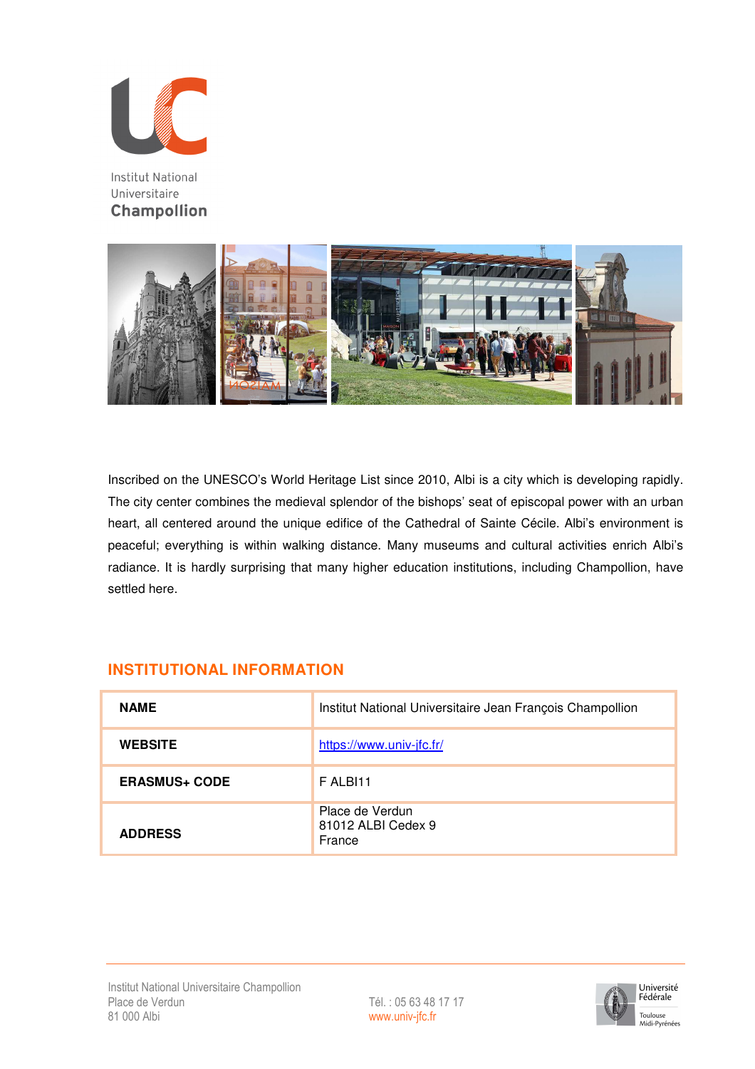Institut National
Universitaire
**Champollion**

Inscribed on the UNESCO's World Heritage List since 2010, Albi is a city which is developing rapidly. The city center combines the medieval splendor of the bishops' seat of episcopal power with an urban heart, all centered around the unique edifice of the Cathedral of Sainte Cécile. Albi's environment is peaceful; everything is within walking distance. Many museums and cultural activities enrich Albi's radiance. It is hardly surprising that many higher education institutions, including Champollion, have settled here.

## INSTITUTIONAL INFORMATION

| | |
|---|---|
| **NAME** | Institut National Universitaire Jean François Champollion |
| **WEBSITE** | https://www.univ-jfc.fr/ |
| **ERASMUS+ CODE** | F ALBI11 |
| **ADDRESS** | Place de Verdun<br>81012 ALBI Cedex 9<br>France |

Institut National Universitaire Champollion
Place de Verdun
81 000 Albi

Tél. : 05 63 48 17 17
www.univ-jfc.fr

Université Fédérale Toulouse Midi-Pyrénées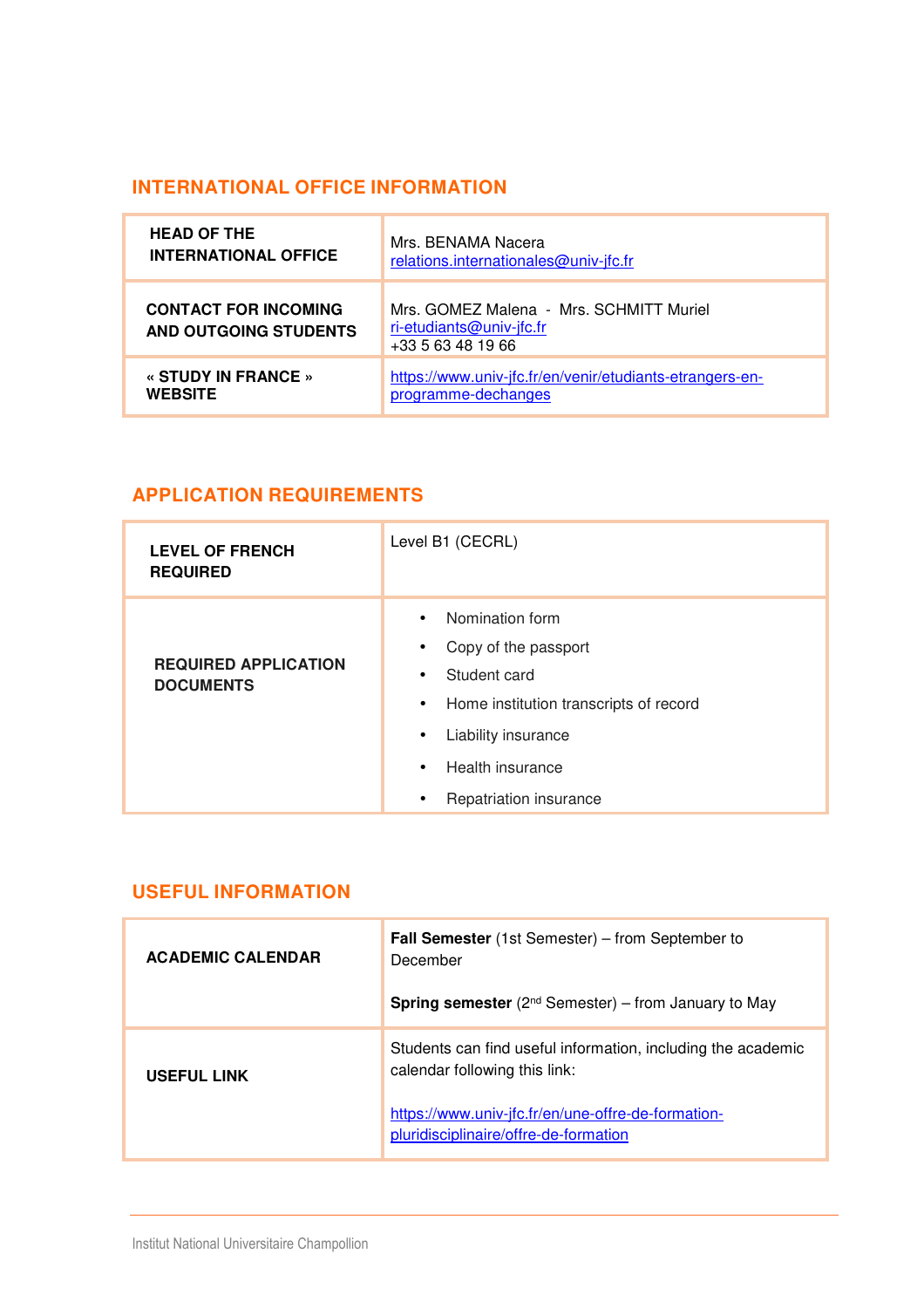## INTERNATIONAL OFFICE INFORMATION

| | |
|---|---|
| **HEAD OF THE INTERNATIONAL OFFICE** | Mrs. BENAMA Nacera<br>relations.internationales@univ-jfc.fr |
| **CONTACT FOR INCOMING AND OUTGOING STUDENTS** | Mrs. GOMEZ Malena - Mrs. SCHMITT Muriel<br>ri-etudiants@univ-jfc.fr<br>+33 5 63 48 19 66 |
| **« STUDY IN FRANCE » WEBSITE** | https://www.univ-jfc.fr/en/venir/etudiants-etrangers-en-programme-dechanges |

## APPLICATION REQUIREMENTS

| | |
|---|---|
| **LEVEL OF FRENCH REQUIRED** | Level B1 (CECRL) |
| **REQUIRED APPLICATION DOCUMENTS** | • Nomination form<br>• Copy of the passport<br>• Student card<br>• Home institution transcripts of record<br>• Liability insurance<br>• Health insurance<br>• Repatriation insurance |

## USEFUL INFORMATION

| | |
|---|---|
| **ACADEMIC CALENDAR** | **Fall Semester** (1st Semester) – from September to December<br><br>**Spring semester** (2nd Semester) – from January to May |
| **USEFUL LINK** | Students can find useful information, including the academic calendar following this link:<br><br>https://www.univ-jfc.fr/en/une-offre-de-formation-pluridisciplinaire/offre-de-formation |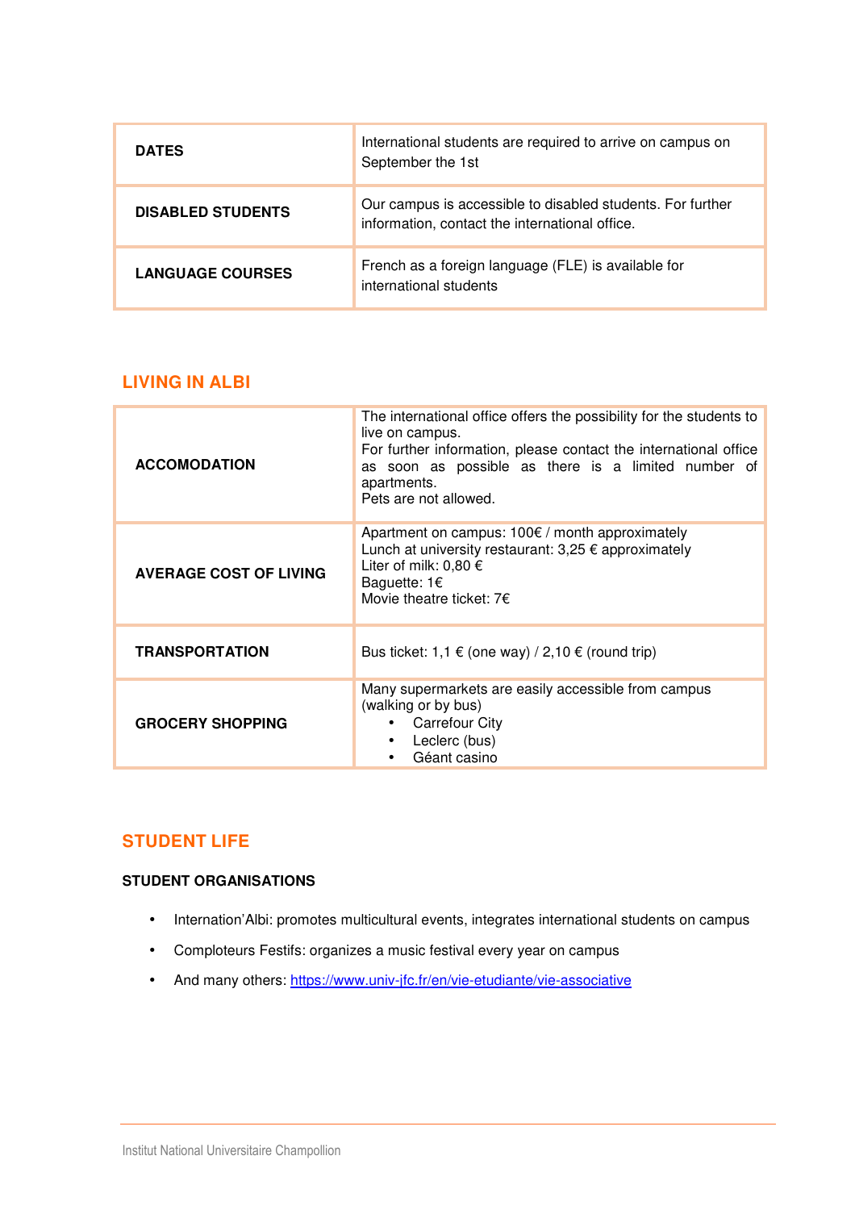| | |
|---|---|
| **DATES** | International students are required to arrive on campus on September the 1st |
| **DISABLED STUDENTS** | Our campus is accessible to disabled students. For further information, contact the international office. |
| **LANGUAGE COURSES** | French as a foreign language (FLE) is available for international students |

## LIVING IN ALBI

| | |
|---|---|
| **ACCOMODATION** | The international office offers the possibility for the students to live on campus.<br>For further information, please contact the international office as soon as possible as there is a limited number of apartments.<br>Pets are not allowed. |
| **AVERAGE COST OF LIVING** | Apartment on campus: 100€ / month approximately<br>Lunch at university restaurant: 3,25 € approximately<br>Liter of milk: 0,80 €<br>Baguette: 1€<br>Movie theatre ticket: 7€ |
| **TRANSPORTATION** | Bus ticket: 1,1 € (one way) / 2,10 € (round trip) |
| **GROCERY SHOPPING** | Many supermarkets are easily accessible from campus (walking or by bus)<br>• Carrefour City<br>• Leclerc (bus)<br>• Géant casino |

## STUDENT LIFE

### STUDENT ORGANISATIONS

- Internation'Albi: promotes multicultural events, integrates international students on campus
- Comploteurs Festifs: organizes a music festival every year on campus
- And many others: [https://www.univ-jfc.fr/en/vie-etudiante/vie-associative](https://www.univ-jfc.fr/en/vie-etudiante/vie-associative)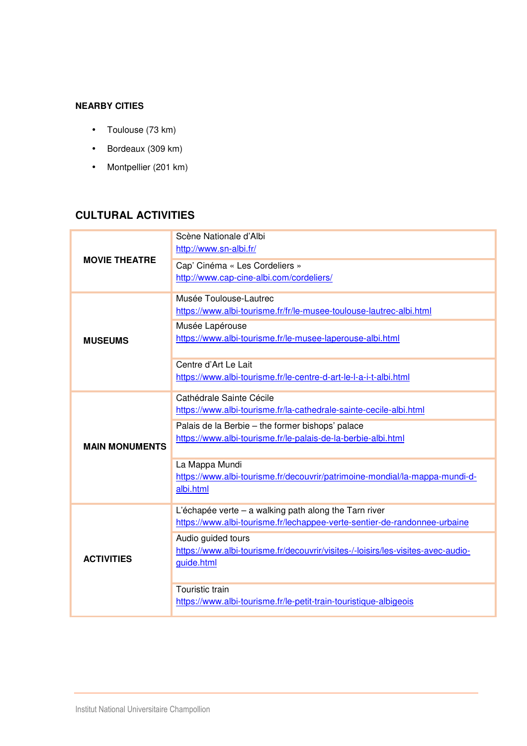**NEARBY CITIES**

- Toulouse (73 km)
- Bordeaux (309 km)
- Montpellier (201 km)

## CULTURAL ACTIVITIES

| | |
|---|---|
| **MOVIE THEATRE** | Scène Nationale d'Albi<br>http://www.sn-albi.fr/ |
| | Cap' Cinéma « Les Cordeliers »<br>http://www.cap-cine-albi.com/cordeliers/ |
| **MUSEUMS** | Musée Toulouse-Lautrec<br>https://www.albi-tourisme.fr/fr/le-musee-toulouse-lautrec-albi.html |
| | Musée Lapérouse<br>https://www.albi-tourisme.fr/le-musee-laperouse-albi.html |
| | Centre d'Art Le Lait<br>https://www.albi-tourisme.fr/le-centre-d-art-le-l-a-i-t-albi.html |
| **MAIN MONUMENTS** | Cathédrale Sainte Cécile<br>https://www.albi-tourisme.fr/la-cathedrale-sainte-cecile-albi.html |
| | Palais de la Berbie – the former bishops' palace<br>https://www.albi-tourisme.fr/le-palais-de-la-berbie-albi.html |
| | La Mappa Mundi<br>https://www.albi-tourisme.fr/decouvrir/patrimoine-mondial/la-mappa-mundi-d-albi.html |
| **ACTIVITIES** | L'échapée verte – a walking path along the Tarn river<br>https://www.albi-tourisme.fr/lechappee-verte-sentier-de-randonnee-urbaine |
| | Audio guided tours<br>https://www.albi-tourisme.fr/decouvrir/visites-/-loisirs/les-visites-avec-audio-guide.html |
| | Touristic train<br>https://www.albi-tourisme.fr/le-petit-train-touristique-albigeois |